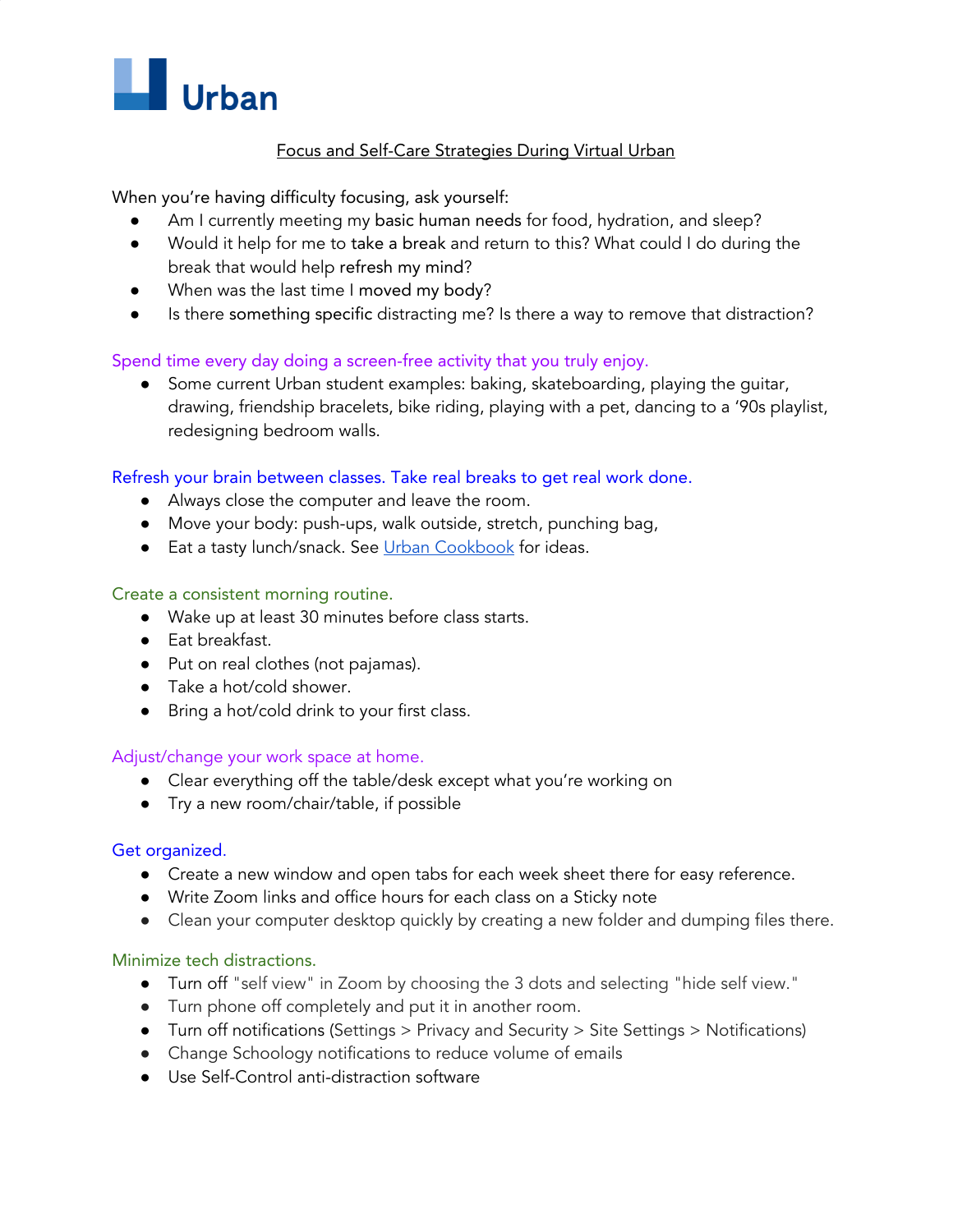**Urban**

# Focus and Self-Care Strategies During Virtual Urban

When you're having difficulty focusing, ask yourself:

- Am I currently meeting my basic human needs for food, hydration, and sleep?
- Would it help for me to take a break and return to this? What could I do during the break that would help refresh my mind?
- When was the last time I moved my body?
- Is there something specific distracting me? Is there a way to remove that distraction?

## Spend time every day doing a screen-free activity that you truly enjoy.

- Some current Urban student examples: baking, skateboarding, playing the guitar, drawing, friendship bracelets, bike riding, playing with a pet, dancing to a '90s playlist, redesigning bedroom walls.

## Refresh your brain between classes. Take real breaks to get real work done.

- Always close the computer and leave the room.
- Move your body: push-ups, walk outside, stretch, punching bag,
- Eat a tasty lunch/snack. See [Urban Cookbook] for ideas.

## Create a consistent morning routine.

- Wake up at least 30 minutes before class starts.
- Eat breakfast.
- Put on real clothes (not pajamas).
- Take a hot/cold shower.
- Bring a hot/cold drink to your first class.

## Adjust/change your work space at home.

- Clear everything off the table/desk except what you're working on
- Try a new room/chair/table, if possible

## Get organized.

- Create a new window and open tabs for each week sheet there for easy reference.
- Write Zoom links and office hours for each class on a Sticky note
- Clean your computer desktop quickly by creating a new folder and dumping files there.

## Minimize tech distractions.

- Turn off "self view" in Zoom by choosing the 3 dots and selecting "hide self view."
- Turn phone off completely and put it in another room.
- Turn off notifications (Settings > Privacy and Security > Site Settings > Notifications)
- Change Schoology notifications to reduce volume of emails
- Use Self-Control anti-distraction software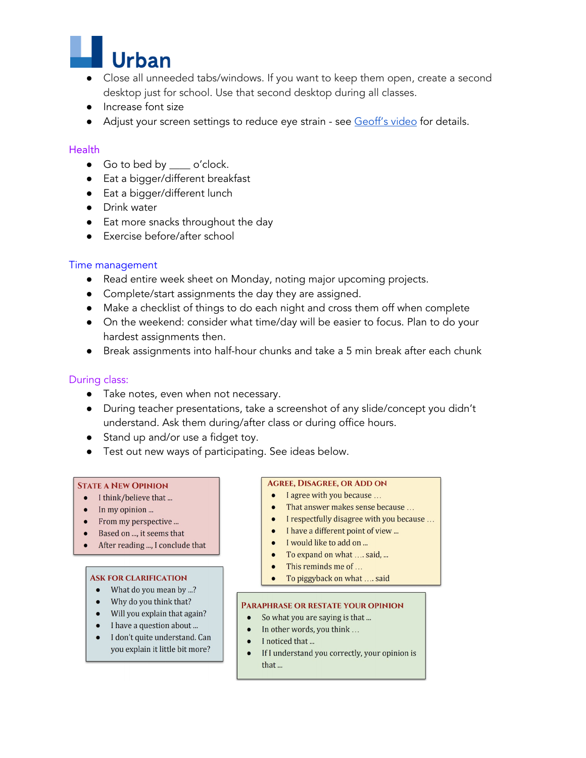- Close all unneeded tabs/windows. If you want to keep them open, create a second desktop just for school. Use that second desktop during all classes.
- Increase font size
- Adjust your screen settings to reduce eye strain - see Geoff's video for details.

## Health

- Go to bed by ____ o'clock.
- Eat a bigger/different breakfast
- Eat a bigger/different lunch
- Drink water
- Eat more snacks throughout the day
- Exercise before/after school

## Time management

- Read entire week sheet on Monday, noting major upcoming projects.
- Complete/start assignments the day they are assigned.
- Make a checklist of things to do each night and cross them off when complete
- On the weekend: consider what time/day will be easier to focus. Plan to do your hardest assignments then.
- Break assignments into half-hour chunks and take a 5 min break after each chunk

## During class:

- Take notes, even when not necessary.
- During teacher presentations, take a screenshot of any slide/concept you didn't understand. Ask them during/after class or during office hours.
- Stand up and/or use a fidget toy.
- Test out new ways of participating. See ideas below.

### State a New Opinion

- I think/believe that ...
- In my opinion ...
- From my perspective ...
- Based on ..., it seems that
- After reading ..., I conclude that

### Agree, Disagree, or Add On

- I agree with you because …
- That answer makes sense because …
- I respectfully disagree with you because …
- I have a different point of view ...
- I would like to add on ...
- To expand on what …. said, ...
- This reminds me of …
- To piggyback on what …. said

### Ask for Clarification

- What do you mean by ...?
- Why do you think that?
- Will you explain that again?
- I have a question about ...
- I don't quite understand. Can you explain it little bit more?

### Paraphrase or Restate Your Opinion

- So what you are saying is that ...
- In other words, you think …
- I noticed that ...
- If I understand you correctly, your opinion is that ...